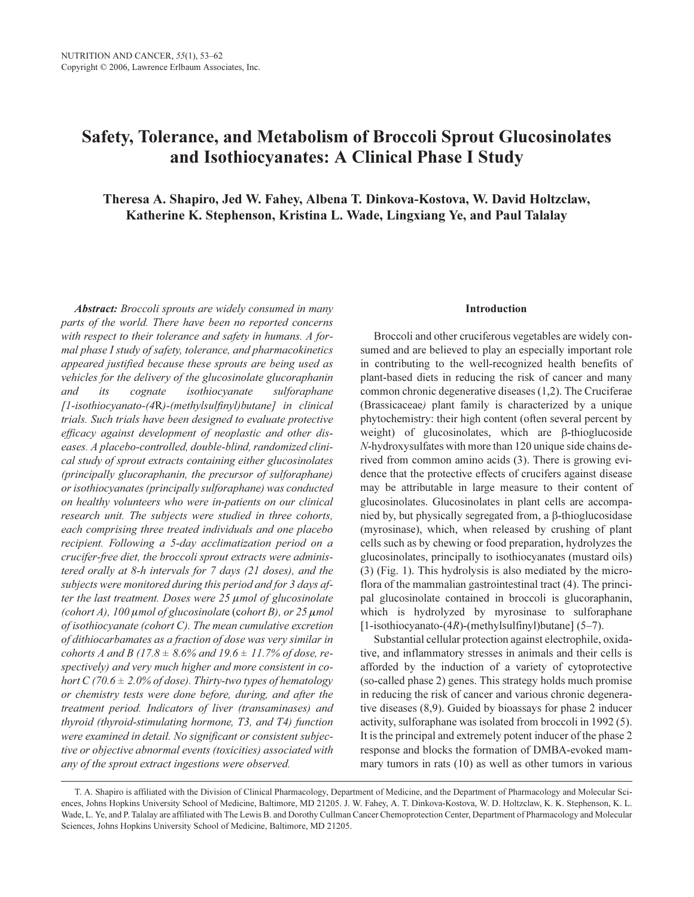# Safety, Tolerance, and Metabolism of Broccoli Sprout Glucosinolates and Isothiocyanates: A Clinical Phase I Study

**Theresa A. Shapiro, Jed W. Fahey, Albena T. Dinkova-Kostova, W. David Holtzclaw, Katherine K. Stephenson, Kristina L. Wade, Lingxiang Ye, and Paul Talalay**

***Abstract:*** *Broccoli sprouts are widely consumed in many parts of the world. There have been no reported concerns with respect to their tolerance and safety in humans. A formal phase I study of safety, tolerance, and pharmacokinetics appeared justified because these sprouts are being used as vehicles for the delivery of the glucosinolate glucoraphanin and its cognate isothiocyanate sulforaphane [1-isothiocyanato-(4*R*)-(methylsulfinyl)butane] in clinical trials. Such trials have been designed to evaluate protective efficacy against development of neoplastic and other diseases. A placebo-controlled, double-blind, randomized clinical study of sprout extracts containing either glucosinolates (principally glucoraphanin, the precursor of sulforaphane) or isothiocyanates (principally sulforaphane) was conducted on healthy volunteers who were in-patients on our clinical research unit. The subjects were studied in three cohorts, each comprising three treated individuals and one placebo recipient. Following a 5-day acclimatization period on a crucifer-free diet, the broccoli sprout extracts were administered orally at 8-h intervals for 7 days (21 doses), and the subjects were monitored during this period and for 3 days after the last treatment. Doses were 25 μmol of glucosinolate (cohort A), 100 μmol of glucosinolate (cohort B), or 25 μmol of isothiocyanate (cohort C). The mean cumulative excretion of dithiocarbamates as a fraction of dose was very similar in cohorts A and B (17.8 ± 8.6% and 19.6 ± 11.7% of dose, respectively) and very much higher and more consistent in cohort C (70.6 ± 2.0% of dose). Thirty-two types of hematology or chemistry tests were done before, during, and after the treatment period. Indicators of liver (transaminases) and thyroid (thyroid-stimulating hormone, T3, and T4) function were examined in detail. No significant or consistent subjective or objective abnormal events (toxicities) associated with any of the sprout extract ingestions were observed.*

## Introduction

Broccoli and other cruciferous vegetables are widely consumed and are believed to play an especially important role in contributing to the well-recognized health benefits of plant-based diets in reducing the risk of cancer and many common chronic degenerative diseases (1,2). The Cruciferae (Brassicaceae*)* plant family is characterized by a unique phytochemistry: their high content (often several percent by weight) of glucosinolates, which are β-thioglucoside *N*-hydroxysulfates with more than 120 unique side chains derived from common amino acids (3). There is growing evidence that the protective effects of crucifers against disease may be attributable in large measure to their content of glucosinolates. Glucosinolates in plant cells are accompanied by, but physically segregated from, a β-thioglucosidase (myrosinase), which, when released by crushing of plant cells such as by chewing or food preparation, hydrolyzes the glucosinolates, principally to isothiocyanates (mustard oils) (3) (Fig. 1). This hydrolysis is also mediated by the microflora of the mammalian gastrointestinal tract (4). The principal glucosinolate contained in broccoli is glucoraphanin, which is hydrolyzed by myrosinase to sulforaphane [1-isothiocyanato-(4*R*)-(methylsulfinyl)butane] (5–7).

Substantial cellular protection against electrophile, oxidative, and inflammatory stresses in animals and their cells is afforded by the induction of a variety of cytoprotective (so-called phase 2) genes. This strategy holds much promise in reducing the risk of cancer and various chronic degenerative diseases (8,9). Guided by bioassays for phase 2 inducer activity, sulforaphane was isolated from broccoli in 1992 (5). It is the principal and extremely potent inducer of the phase 2 response and blocks the formation of DMBA-evoked mammary tumors in rats (10) as well as other tumors in various

T. A. Shapiro is affiliated with the Division of Clinical Pharmacology, Department of Medicine, and the Department of Pharmacology and Molecular Sciences, Johns Hopkins University School of Medicine, Baltimore, MD 21205. J. W. Fahey, A. T. Dinkova-Kostova, W. D. Holtzclaw, K. K. Stephenson, K. L. Wade, L. Ye, and P. Talalay are affiliated with The Lewis B. and Dorothy Cullman Cancer Chemoprotection Center, Department of Pharmacology and Molecular Sciences, Johns Hopkins University School of Medicine, Baltimore, MD 21205.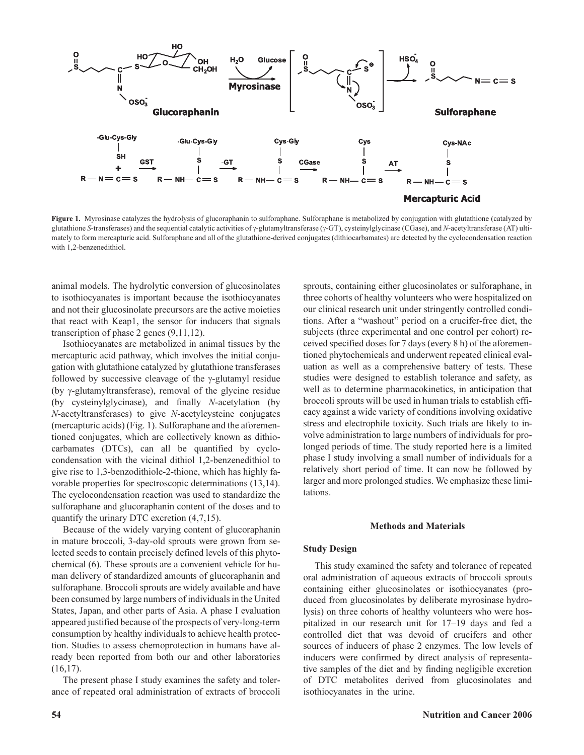**Figure 1.** Myrosinase catalyzes the hydrolysis of glucoraphanin to sulforaphane. Sulforaphane is metabolized by conjugation with glutathione (catalyzed by glutathione *S*-transferases) and the sequential catalytic activities of γ-glutamyltransferase (γ-GT), cysteinylglycinase (CGase), and *N*-acetyltransferase (AT) ultimately to form mercapturic acid. Sulforaphane and all of the glutathione-derived conjugates (dithiocarbamates) are detected by the cyclocondensation reaction with 1,2-benzenedithiol.

animal models. The hydrolytic conversion of glucosinolates to isothiocyanates is important because the isothiocyanates and not their glucosinolate precursors are the active moieties that react with Keap1, the sensor for inducers that signals transcription of phase 2 genes (9,11,12).

Isothiocyanates are metabolized in animal tissues by the mercapturic acid pathway, which involves the initial conjugation with glutathione catalyzed by glutathione transferases followed by successive cleavage of the γ-glutamyl residue (by γ-glutamyltransferase), removal of the glycine residue (by cysteinylglycinase), and finally *N*-acetylation (by *N*-acetyltransferases) to give *N*-acetylcysteine conjugates (mercapturic acids) (Fig. 1). Sulforaphane and the aforementioned conjugates, which are collectively known as dithiocarbamates (DTCs), can all be quantified by cyclocondensation with the vicinal dithiol 1,2-benzenedithiol to give rise to 1,3-benzodithiole-2-thione, which has highly favorable properties for spectroscopic determinations (13,14). The cyclocondensation reaction was used to standardize the sulforaphane and glucoraphanin content of the doses and to quantify the urinary DTC excretion (4,7,15).

Because of the widely varying content of glucoraphanin in mature broccoli, 3-day-old sprouts were grown from selected seeds to contain precisely defined levels of this phytochemical (6). These sprouts are a convenient vehicle for human delivery of standardized amounts of glucoraphanin and sulforaphane. Broccoli sprouts are widely available and have been consumed by large numbers of individuals in the United States, Japan, and other parts of Asia. A phase I evaluation appeared justified because of the prospects of very-long-term consumption by healthy individuals to achieve health protection. Studies to assess chemoprotection in humans have already been reported from both our and other laboratories (16,17).

The present phase I study examines the safety and tolerance of repeated oral administration of extracts of broccoli sprouts, containing either glucosinolates or sulforaphane, in three cohorts of healthy volunteers who were hospitalized on our clinical research unit under stringently controlled conditions. After a "washout" period on a crucifer-free diet, the subjects (three experimental and one control per cohort) received specified doses for 7 days (every 8 h) of the aforementioned phytochemicals and underwent repeated clinical evaluation as well as a comprehensive battery of tests. These studies were designed to establish tolerance and safety, as well as to determine pharmacokinetics, in anticipation that broccoli sprouts will be used in human trials to establish efficacy against a wide variety of conditions involving oxidative stress and electrophile toxicity. Such trials are likely to involve administration to large numbers of individuals for prolonged periods of time. The study reported here is a limited phase I study involving a small number of individuals for a relatively short period of time. It can now be followed by larger and more prolonged studies. We emphasize these limitations.

## Methods and Materials

### Study Design

This study examined the safety and tolerance of repeated oral administration of aqueous extracts of broccoli sprouts containing either glucosinolates or isothiocyanates (produced from glucosinolates by deliberate myrosinase hydrolysis) on three cohorts of healthy volunteers who were hospitalized in our research unit for 17–19 days and fed a controlled diet that was devoid of crucifers and other sources of inducers of phase 2 enzymes. The low levels of inducers were confirmed by direct analysis of representative samples of the diet and by finding negligible excretion of DTC metabolites derived from glucosinolates and isothiocyanates in the urine.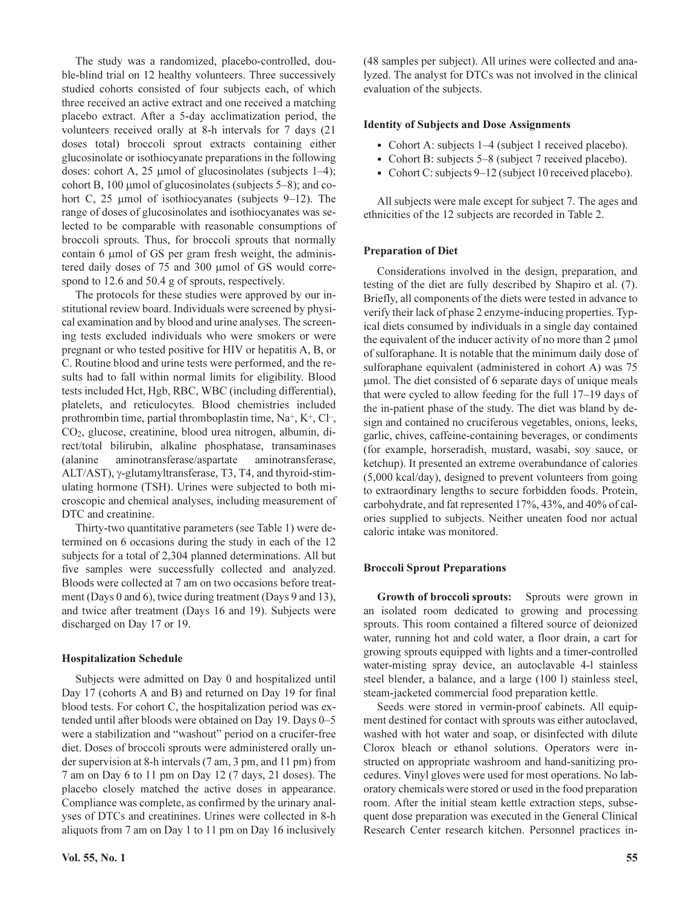The study was a randomized, placebo-controlled, double-blind trial on 12 healthy volunteers. Three successively studied cohorts consisted of four subjects each, of which three received an active extract and one received a matching placebo extract. After a 5-day acclimatization period, the volunteers received orally at 8-h intervals for 7 days (21 doses total) broccoli sprout extracts containing either glucosinolate or isothiocyanate preparations in the following doses: cohort A, 25 μmol of glucosinolates (subjects 1–4); cohort B, 100 μmol of glucosinolates (subjects 5–8); and cohort C, 25 μmol of isothiocyanates (subjects 9–12). The range of doses of glucosinolates and isothiocyanates was selected to be comparable with reasonable consumptions of broccoli sprouts. Thus, for broccoli sprouts that normally contain 6 μmol of GS per gram fresh weight, the administered daily doses of 75 and 300 μmol of GS would correspond to 12.6 and 50.4 g of sprouts, respectively.

The protocols for these studies were approved by our institutional review board. Individuals were screened by physical examination and by blood and urine analyses. The screening tests excluded individuals who were smokers or were pregnant or who tested positive for HIV or hepatitis A, B, or C. Routine blood and urine tests were performed, and the results had to fall within normal limits for eligibility. Blood tests included Hct, Hgb, RBC, WBC (including differential), platelets, and reticulocytes. Blood chemistries included prothrombin time, partial thromboplastin time, $Na^+$, $K^+$, $Cl^-$, $CO_2$, glucose, creatinine, blood urea nitrogen, albumin, direct/total bilirubin, alkaline phosphatase, transaminases (alanine aminotransferase/aspartate aminotransferase, ALT/AST), γ-glutamyltransferase, T3, T4, and thyroid-stimulating hormone (TSH). Urines were subjected to both microscopic and chemical analyses, including measurement of DTC and creatinine.

Thirty-two quantitative parameters (see Table 1) were determined on 6 occasions during the study in each of the 12 subjects for a total of 2,304 planned determinations. All but five samples were successfully collected and analyzed. Bloods were collected at 7 am on two occasions before treatment (Days 0 and 6), twice during treatment (Days 9 and 13), and twice after treatment (Days 16 and 19). Subjects were discharged on Day 17 or 19.

### Hospitalization Schedule

Subjects were admitted on Day 0 and hospitalized until Day 17 (cohorts A and B) and returned on Day 19 for final blood tests. For cohort C, the hospitalization period was extended until after bloods were obtained on Day 19. Days 0–5 were a stabilization and "washout" period on a crucifer-free diet. Doses of broccoli sprouts were administered orally under supervision at 8-h intervals (7 am, 3 pm, and 11 pm) from 7 am on Day 6 to 11 pm on Day 12 (7 days, 21 doses). The placebo closely matched the active doses in appearance. Compliance was complete, as confirmed by the urinary analyses of DTCs and creatinines. Urines were collected in 8-h aliquots from 7 am on Day 1 to 11 pm on Day 16 inclusively (48 samples per subject). All urines were collected and analyzed. The analyst for DTCs was not involved in the clinical evaluation of the subjects.

### Identity of Subjects and Dose Assignments

- Cohort A: subjects 1–4 (subject 1 received placebo).
- Cohort B: subjects 5–8 (subject 7 received placebo).
- Cohort C: subjects 9–12 (subject 10 received placebo).

All subjects were male except for subject 7. The ages and ethnicities of the 12 subjects are recorded in Table 2.

### Preparation of Diet

Considerations involved in the design, preparation, and testing of the diet are fully described by Shapiro et al. (7). Briefly, all components of the diets were tested in advance to verify their lack of phase 2 enzyme-inducing properties. Typical diets consumed by individuals in a single day contained the equivalent of the inducer activity of no more than 2 μmol of sulforaphane. It is notable that the minimum daily dose of sulforaphane equivalent (administered in cohort A) was 75 μmol. The diet consisted of 6 separate days of unique meals that were cycled to allow feeding for the full 17–19 days of the in-patient phase of the study. The diet was bland by design and contained no cruciferous vegetables, onions, leeks, garlic, chives, caffeine-containing beverages, or condiments (for example, horseradish, mustard, wasabi, soy sauce, or ketchup). It presented an extreme overabundance of calories (5,000 kcal/day), designed to prevent volunteers from going to extraordinary lengths to secure forbidden foods. Protein, carbohydrate, and fat represented 17%, 43%, and 40% of calories supplied to subjects. Neither uneaten food nor actual caloric intake was monitored.

### Broccoli Sprout Preparations

**Growth of broccoli sprouts:** Sprouts were grown in an isolated room dedicated to growing and processing sprouts. This room contained a filtered source of deionized water, running hot and cold water, a floor drain, a cart for growing sprouts equipped with lights and a timer-controlled water-misting spray device, an autoclavable 4-l stainless steel blender, a balance, and a large (100 l) stainless steel, steam-jacketed commercial food preparation kettle.

Seeds were stored in vermin-proof cabinets. All equipment destined for contact with sprouts was either autoclaved, washed with hot water and soap, or disinfected with dilute Clorox bleach or ethanol solutions. Operators were instructed on appropriate washroom and hand-sanitizing procedures. Vinyl gloves were used for most operations. No laboratory chemicals were stored or used in the food preparation room. After the initial steam kettle extraction steps, subsequent dose preparation was executed in the General Clinical Research Center research kitchen. Personnel practices in-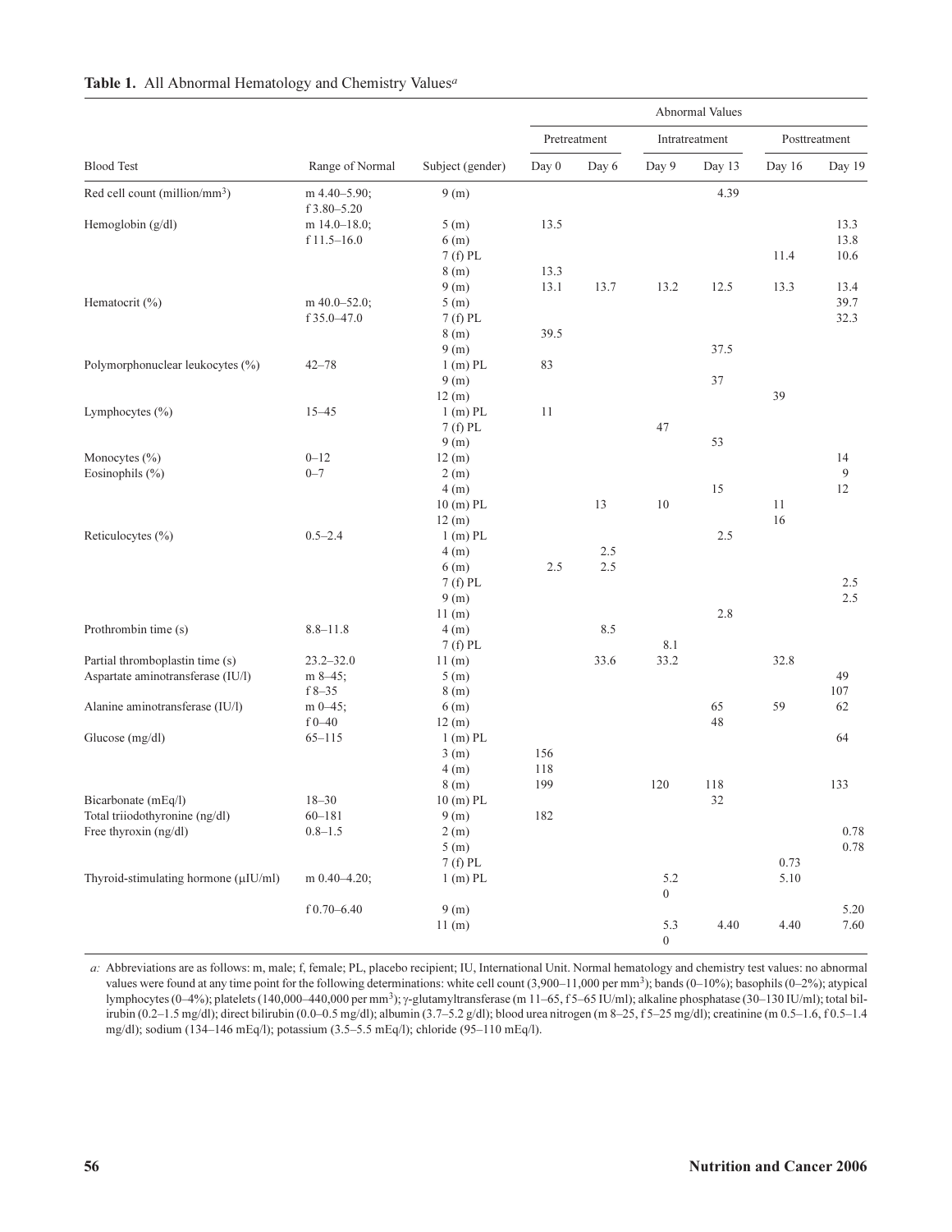**Table 1.** All Abnormal Hematology and Chemistry Values[a]

| | | | Abnormal Values | | | | | |
|---|---|---|---|---|---|---|---|---|
| | | | Pretreatment | | Intratreatment | | Posttreatment | |
| Blood Test | Range of Normal | Subject (gender) | Day 0 | Day 6 | Day 9 | Day 13 | Day 16 | Day 19 |
| Red cell count (million/mm$^3$) | m 4.40–5.90; f 3.80–5.20 | 9 (m) | | | | 4.39 | | |
| Hemoglobin (g/dl) | m 14.0–18.0; f 11.5–16.0 | 5 (m) | 13.5 | | | | | 13.3 |
| | | 6 (m) | | | | | | 13.8 |
| | | 7 (f) PL | | | | | 11.4 | 10.6 |
| | | 8 (m) | 13.3 | | | | | |
| | | 9 (m) | 13.1 | 13.7 | 13.2 | 12.5 | 13.3 | 13.4 |
| Hematocrit (%) | m 40.0–52.0; f 35.0–47.0 | 5 (m) | | | | | | 39.7 |
| | | 7 (f) PL | | | | | | 32.3 |
| | | 8 (m) | 39.5 | | | | | |
| | | 9 (m) | | | | 37.5 | | |
| Polymorphonuclear leukocytes (%) | 42–78 | 1 (m) PL | 83 | | | | | |
| | | 9 (m) | | | | 37 | | |
| | | 12 (m) | | | | | 39 | |
| Lymphocytes (%) | 15–45 | 1 (m) PL | 11 | | | | | |
| | | 7 (f) PL | | | 47 | | | |
| | | 9 (m) | | | | 53 | | |
| Monocytes (%) | 0–12 | 12 (m) | | | | | | 14 |
| Eosinophils (%) | 0–7 | 2 (m) | | | | | | 9 |
| | | 4 (m) | | | | 15 | | 12 |
| | | 10 (m) PL | | 13 | 10 | | 11 | |
| | | 12 (m) | | | | | 16 | |
| Reticulocytes (%) | 0.5–2.4 | 1 (m) PL | | | | 2.5 | | |
| | | 4 (m) | | 2.5 | | | | |
| | | 6 (m) | 2.5 | 2.5 | | | | |
| | | 7 (f) PL | | | | | | 2.5 |
| | | 9 (m) | | | | | | 2.5 |
| | | 11 (m) | | | | 2.8 | | |
| Prothrombin time (s) | 8.8–11.8 | 4 (m) | | 8.5 | | | | |
| | | 7 (f) PL | | | 8.1 | | | |
| Partial thromboplastin time (s) | 23.2–32.0 | 11 (m) | | 33.6 | 33.2 | | 32.8 | |
| Aspartate aminotransferase (IU/l) | m 8–45; f 8–35 | 5 (m) | | | | | | 49 |
| | | 8 (m) | | | | | | 107 |
| Alanine aminotransferase (IU/l) | m 0–45; f 0–40 | 6 (m) | | | | 65 | 59 | 62 |
| | | 12 (m) | | | | 48 | | |
| Glucose (mg/dl) | 65–115 | 1 (m) PL | | | | | | 64 |
| | | 3 (m) | 156 | | | | | |
| | | 4 (m) | 118 | | | | | |
| | | 8 (m) | 199 | | 120 | 118 | | 133 |
| Bicarbonate (mEq/l) | 18–30 | 10 (m) PL | | | | 32 | | |
| Total triiodothyronine (ng/dl) | 60–181 | 9 (m) | 182 | | | | | |
| Free thyroxin (ng/dl) | 0.8–1.5 | 2 (m) | | | | | | 0.78 |
| | | 5 (m) | | | | | | 0.78 |
| | | 7 (f) PL | | | | | 0.73 | |
| Thyroid-stimulating hormone (μIU/ml) | m 0.40–4.20; | 1 (m) PL | | | 5.20 | | 5.10 | |
| | f 0.70–6.40 | 9 (m) | | | | | | 5.20 |
| | | 11 (m) | | | 5.30 | 4.40 | 4.40 | 7.60 |

*a:* Abbreviations are as follows: m, male; f, female; PL, placebo recipient; IU, International Unit. Normal hematology and chemistry test values: no abnormal values were found at any time point for the following determinations: white cell count (3,900–11,000 per mm$^3$); bands (0–10%); basophils (0–2%); atypical lymphocytes (0–4%); platelets (140,000–440,000 per mm$^3$); γ-glutamyltransferase (m 11–65, f 5–65 IU/ml); alkaline phosphatase (30–130 IU/ml); total bilirubin (0.2–1.5 mg/dl); direct bilirubin (0.0–0.5 mg/dl); albumin (3.7–5.2 g/dl); blood urea nitrogen (m 8–25, f 5–25 mg/dl); creatinine (m 0.5–1.6, f 0.5–1.4 mg/dl); sodium (134–146 mEq/l); potassium (3.5–5.5 mEq/l); chloride (95–110 mEq/l).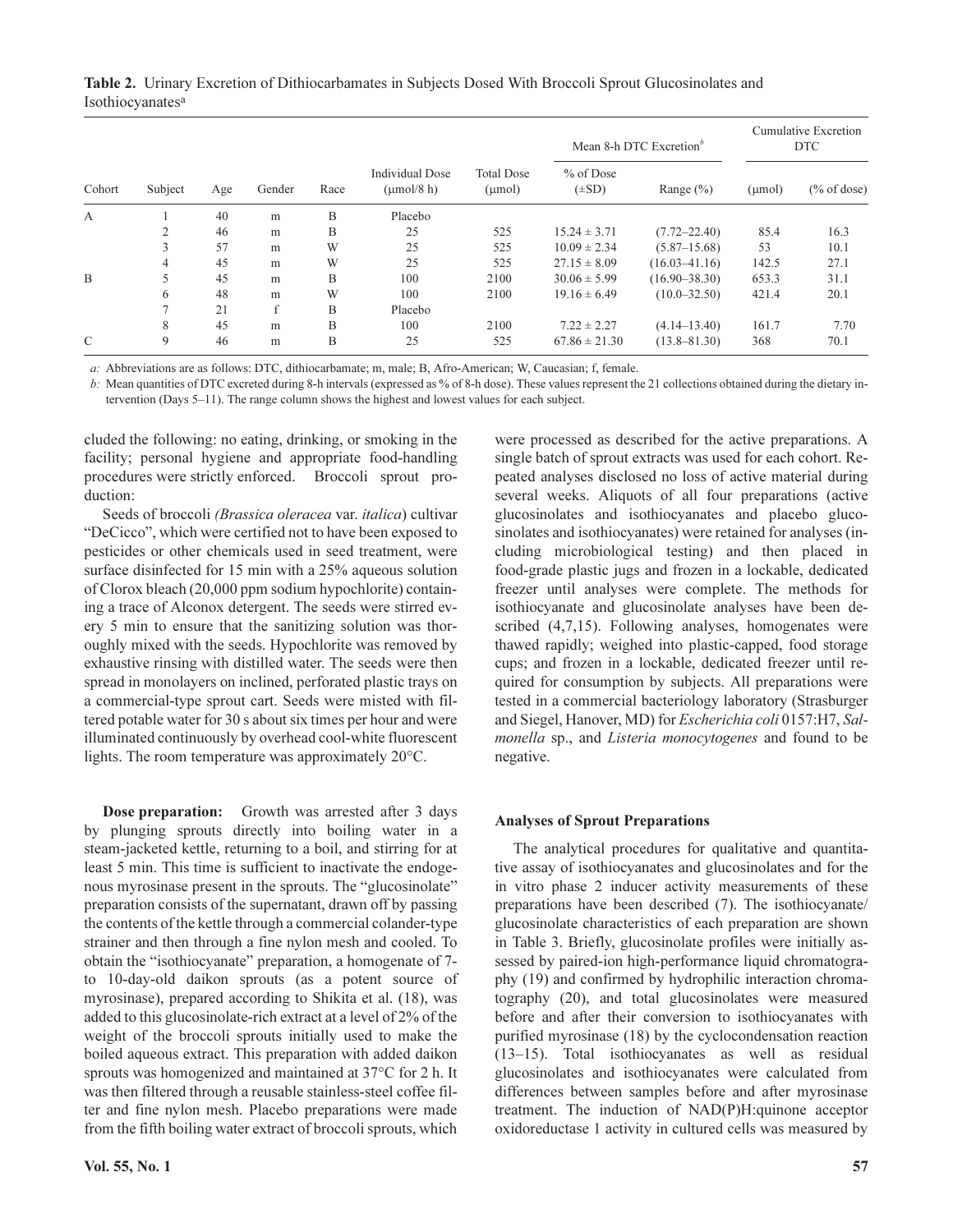**Table 2.** Urinary Excretion of Dithiocarbamates in Subjects Dosed With Broccoli Sprout Glucosinolates and Isothiocyanates[a]

| Cohort | Subject | Age | Gender | Race | Individual Dose (μmol/8 h) | Total Dose (μmol) | Mean 8-h DTC Excretion[b] | | Cumulative Excretion DTC | |
|---|---|---|---|---|---|---|---|---|---|---|
| | | | | | | | % of Dose (±SD) | Range (%) | (μmol) | (% of dose) |
| A | 1 | 40 | m | B | Placebo | | | | | |
| | 2 | 46 | m | B | 25 | 525 | 15.24 ± 3.71 | (7.72–22.40) | 85.4 | 16.3 |
| | 3 | 57 | m | W | 25 | 525 | 10.09 ± 2.34 | (5.87–15.68) | 53 | 10.1 |
| | 4 | 45 | m | W | 25 | 525 | 27.15 ± 8.09 | (16.03–41.16) | 142.5 | 27.1 |
| B | 5 | 45 | m | B | 100 | 2100 | 30.06 ± 5.99 | (16.90–38.30) | 653.3 | 31.1 |
| | 6 | 48 | m | W | 100 | 2100 | 19.16 ± 6.49 | (10.0–32.50) | 421.4 | 20.1 |
| | 7 | 21 | f | B | Placebo | | | | | |
| | 8 | 45 | m | B | 100 | 2100 | 7.22 ± 2.27 | (4.14–13.40) | 161.7 | 7.70 |
| C | 9 | 46 | m | B | 25 | 525 | 67.86 ± 21.30 | (13.8–81.30) | 368 | 70.1 |

*a:* Abbreviations are as follows: DTC, dithiocarbamate; m, male; B, Afro-American; W, Caucasian; f, female.

*b:* Mean quantities of DTC excreted during 8-h intervals (expressed as % of 8-h dose). These values represent the 21 collections obtained during the dietary intervention (Days 5–11). The range column shows the highest and lowest values for each subject.

cluded the following: no eating, drinking, or smoking in the facility; personal hygiene and appropriate food-handling procedures were strictly enforced. **Broccoli sprout production:**

Seeds of broccoli *(Brassica oleracea* var. *italica*) cultivar "DeCicco", which were certified not to have been exposed to pesticides or other chemicals used in seed treatment, were surface disinfected for 15 min with a 25% aqueous solution of Clorox bleach (20,000 ppm sodium hypochlorite) containing a trace of Alconox detergent. The seeds were stirred every 5 min to ensure that the sanitizing solution was thoroughly mixed with the seeds. Hypochlorite was removed by exhaustive rinsing with distilled water. The seeds were then spread in monolayers on inclined, perforated plastic trays on a commercial-type sprout cart. Seeds were misted with filtered potable water for 30 s about six times per hour and were illuminated continuously by overhead cool-white fluorescent lights. The room temperature was approximately 20°C.

**Dose preparation:** Growth was arrested after 3 days by plunging sprouts directly into boiling water in a steam-jacketed kettle, returning to a boil, and stirring for at least 5 min. This time is sufficient to inactivate the endogenous myrosinase present in the sprouts. The "glucosinolate" preparation consists of the supernatant, drawn off by passing the contents of the kettle through a commercial colander-type strainer and then through a fine nylon mesh and cooled. To obtain the "isothiocyanate" preparation, a homogenate of 7- to 10-day-old daikon sprouts (as a potent source of myrosinase), prepared according to Shikita et al. (18), was added to this glucosinolate-rich extract at a level of 2% of the weight of the broccoli sprouts initially used to make the boiled aqueous extract. This preparation with added daikon sprouts was homogenized and maintained at 37°C for 2 h. It was then filtered through a reusable stainless-steel coffee filter and fine nylon mesh. Placebo preparations were made from the fifth boiling water extract of broccoli sprouts, which were processed as described for the active preparations. A single batch of sprout extracts was used for each cohort. Repeated analyses disclosed no loss of active material during several weeks. Aliquots of all four preparations (active glucosinolates and isothiocyanates and placebo glucosinolates and isothiocyanates) were retained for analyses (including microbiological testing) and then placed in food-grade plastic jugs and frozen in a lockable, dedicated freezer until analyses were complete. The methods for isothiocyanate and glucosinolate analyses have been described (4,7,15). Following analyses, homogenates were thawed rapidly; weighed into plastic-capped, food storage cups; and frozen in a lockable, dedicated freezer until required for consumption by subjects. All preparations were tested in a commercial bacteriology laboratory (Strasburger and Siegel, Hanover, MD) for *Escherichia coli* 0157:H7, *Salmonella* sp., and *Listeria monocytogenes* and found to be negative.

### Analyses of Sprout Preparations

The analytical procedures for qualitative and quantitative assay of isothiocyanates and glucosinolates and for the in vitro phase 2 inducer activity measurements of these preparations have been described (7). The isothiocyanate/glucosinolate characteristics of each preparation are shown in Table 3. Briefly, glucosinolate profiles were initially assessed by paired-ion high-performance liquid chromatography (19) and confirmed by hydrophilic interaction chromatography (20), and total glucosinolates were measured before and after their conversion to isothiocyanates with purified myrosinase (18) by the cyclocondensation reaction (13–15). Total isothiocyanates as well as residual glucosinolates and isothiocyanates were calculated from differences between samples before and after myrosinase treatment. The induction of NAD(P)H:quinone acceptor oxidoreductase 1 activity in cultured cells was measured by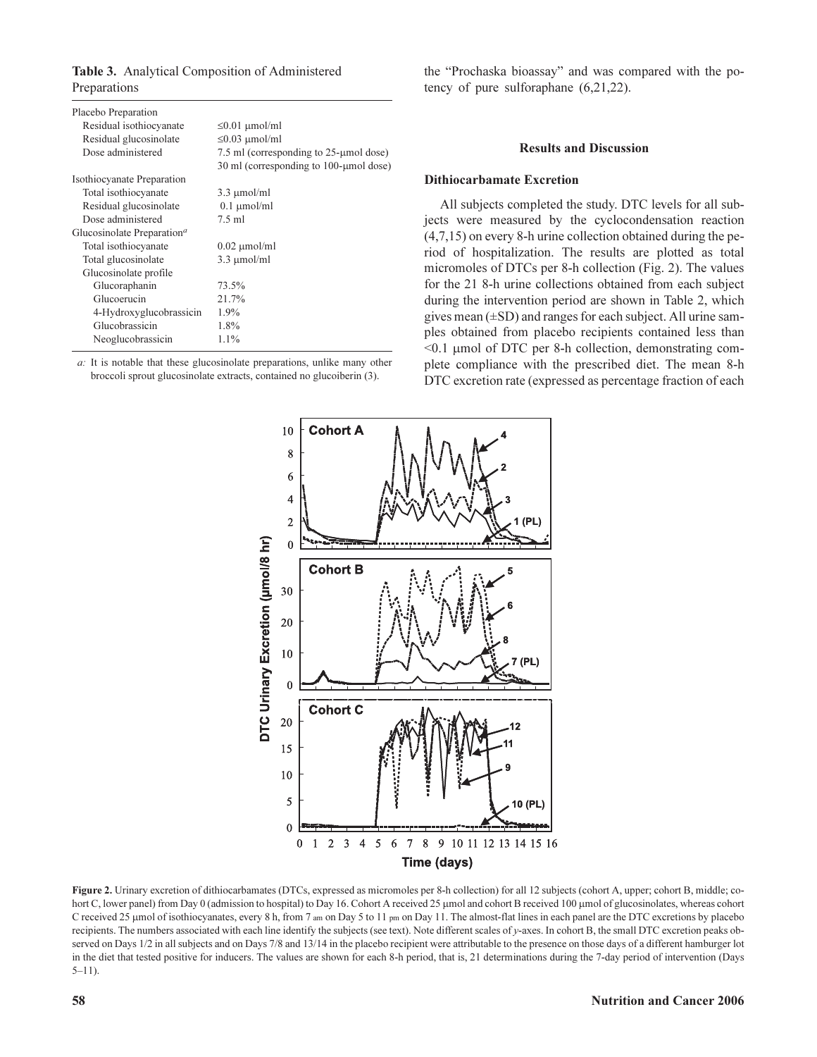**Table 3.** Analytical Composition of Administered Preparations

| | |
|---|---|
| Placebo Preparation | |
| Residual isothiocyanate | ≤0.01 μmol/ml |
| Residual glucosinolate | ≤0.03 μmol/ml |
| Dose administered | 7.5 ml (corresponding to 25-μmol dose) 30 ml (corresponding to 100-μmol dose) |
| Isothiocyanate Preparation | |
| Total isothiocyanate | 3.3 μmol/ml |
| Residual glucosinolate | 0.1 μmol/ml |
| Dose administered | 7.5 ml |
| Glucosinolate Preparation[a] | |
| Total isothiocyanate | 0.02 μmol/ml |
| Total glucosinolate | 3.3 μmol/ml |
| Glucosinolate profile | |
| Glucoraphanin | 73.5% |
| Glucoerucin | 21.7% |
| 4-Hydroxyglucobrassicin | 1.9% |
| Glucobrassicin | 1.8% |
| Neoglucobrassicin | 1.1% |

*a:* It is notable that these glucosinolate preparations, unlike many other broccoli sprout glucosinolate extracts, contained no glucoiberin (3).

the "Prochaska bioassay" and was compared with the potency of pure sulforaphane (6,21,22).

## Results and Discussion

### Dithiocarbamate Excretion

All subjects completed the study. DTC levels for all subjects were measured by the cyclocondensation reaction (4,7,15) on every 8-h urine collection obtained during the period of hospitalization. The results are plotted as total micromoles of DTCs per 8-h collection (Fig. 2). The values for the 21 8-h urine collections obtained from each subject during the intervention period are shown in Table 2, which gives mean (±SD) and ranges for each subject. All urine samples obtained from placebo recipients contained less than <0.1 μmol of DTC per 8-h collection, demonstrating complete compliance with the prescribed diet. The mean 8-h DTC excretion rate (expressed as percentage fraction of each

**Figure 2.** Urinary excretion of dithiocarbamates (DTCs, expressed as micromoles per 8-h collection) for all 12 subjects (cohort A, upper; cohort B, middle; cohort C, lower panel) from Day 0 (admission to hospital) to Day 16. Cohort A received 25 μmol and cohort B received 100 μmol of glucosinolates, whereas cohort C received 25 μmol of isothiocyanates, every 8 h, from 7 am on Day 5 to 11 pm on Day 11. The almost-flat lines in each panel are the DTC excretions by placebo recipients. The numbers associated with each line identify the subjects (see text). Note different scales of *y*-axes. In cohort B, the small DTC excretion peaks observed on Days 1/2 in all subjects and on Days 7/8 and 13/14 in the placebo recipient were attributable to the presence on those days of a different hamburger lot in the diet that tested positive for inducers. The values are shown for each 8-h period, that is, 21 determinations during the 7-day period of intervention (Days 5–11).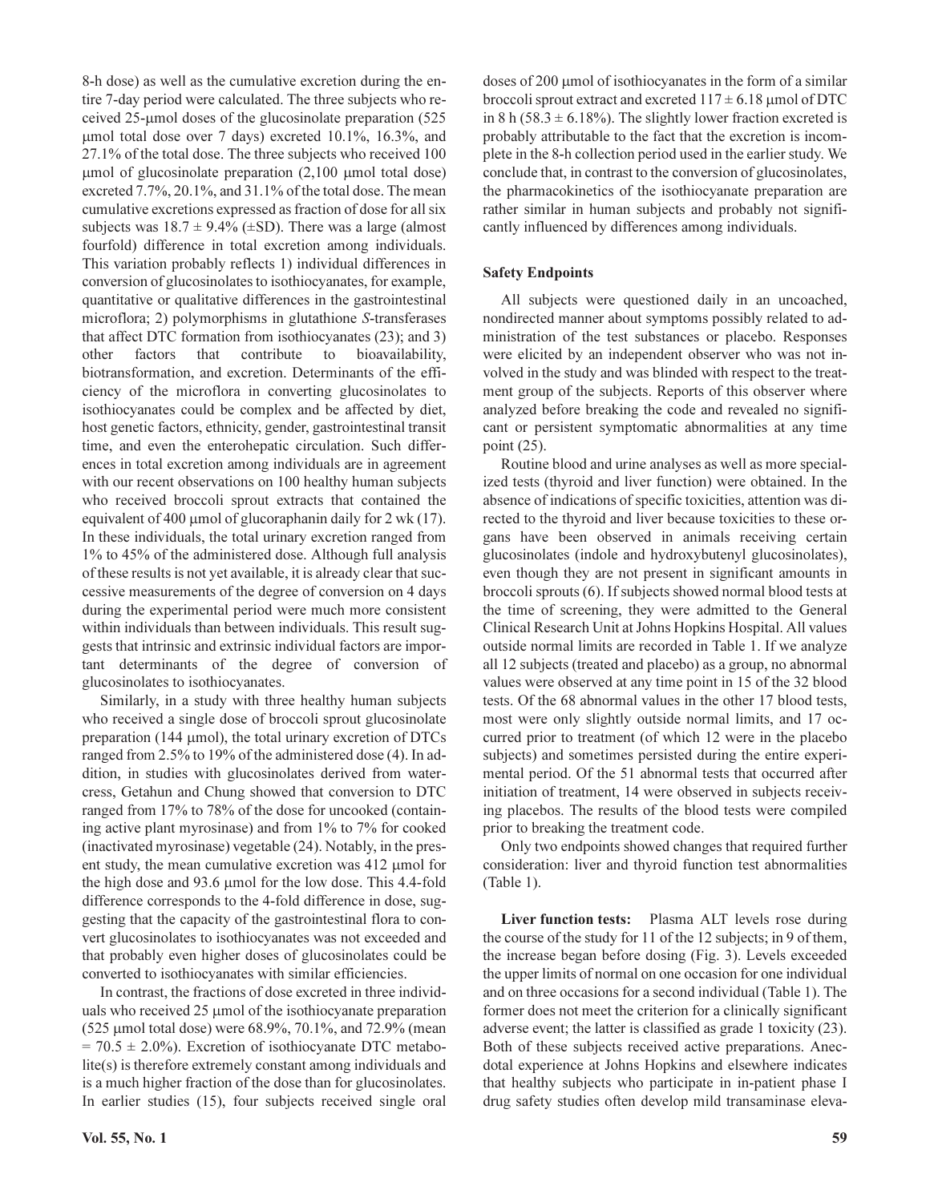8-h dose) as well as the cumulative excretion during the entire 7-day period were calculated. The three subjects who received 25-μmol doses of the glucosinolate preparation (525 μmol total dose over 7 days) excreted 10.1%, 16.3%, and 27.1% of the total dose. The three subjects who received 100 μmol of glucosinolate preparation (2,100 μmol total dose) excreted 7.7%, 20.1%, and 31.1% of the total dose. The mean cumulative excretions expressed as fraction of dose for all six subjects was $18.7 \pm 9.4\%$ (±SD). There was a large (almost fourfold) difference in total excretion among individuals. This variation probably reflects 1) individual differences in conversion of glucosinolates to isothiocyanates, for example, quantitative or qualitative differences in the gastrointestinal microflora; 2) polymorphisms in glutathione *S*-transferases that affect DTC formation from isothiocyanates (23); and 3) other factors that contribute to bioavailability, biotransformation, and excretion. Determinants of the efficiency of the microflora in converting glucosinolates to isothiocyanates could be complex and be affected by diet, host genetic factors, ethnicity, gender, gastrointestinal transit time, and even the enterohepatic circulation. Such differences in total excretion among individuals are in agreement with our recent observations on 100 healthy human subjects who received broccoli sprout extracts that contained the equivalent of 400 μmol of glucoraphanin daily for 2 wk (17). In these individuals, the total urinary excretion ranged from 1% to 45% of the administered dose. Although full analysis of these results is not yet available, it is already clear that successive measurements of the degree of conversion on 4 days during the experimental period were much more consistent within individuals than between individuals. This result suggests that intrinsic and extrinsic individual factors are important determinants of the degree of conversion of glucosinolates to isothiocyanates.

Similarly, in a study with three healthy human subjects who received a single dose of broccoli sprout glucosinolate preparation (144 μmol), the total urinary excretion of DTCs ranged from 2.5% to 19% of the administered dose (4). In addition, in studies with glucosinolates derived from watercress, Getahun and Chung showed that conversion to DTC ranged from 17% to 78% of the dose for uncooked (containing active plant myrosinase) and from 1% to 7% for cooked (inactivated myrosinase) vegetable (24). Notably, in the present study, the mean cumulative excretion was 412 μmol for the high dose and 93.6 μmol for the low dose. This 4.4-fold difference corresponds to the 4-fold difference in dose, suggesting that the capacity of the gastrointestinal flora to convert glucosinolates to isothiocyanates was not exceeded and that probably even higher doses of glucosinolates could be converted to isothiocyanates with similar efficiencies.

In contrast, the fractions of dose excreted in three individuals who received 25 μmol of the isothiocyanate preparation (525 μmol total dose) were 68.9%, 70.1%, and 72.9% (mean $= 70.5 \pm 2.0\%$). Excretion of isothiocyanate DTC metabolite(s) is therefore extremely constant among individuals and is a much higher fraction of the dose than for glucosinolates. In earlier studies (15), four subjects received single oral doses of 200 μmol of isothiocyanates in the form of a similar broccoli sprout extract and excreted $117 \pm 6.18$ μmol of DTC in 8 h ($58.3 \pm 6.18\%$). The slightly lower fraction excreted is probably attributable to the fact that the excretion is incomplete in the 8-h collection period used in the earlier study. We conclude that, in contrast to the conversion of glucosinolates, the pharmacokinetics of the isothiocyanate preparation are rather similar in human subjects and probably not significantly influenced by differences among individuals.

### Safety Endpoints

All subjects were questioned daily in an uncoached, nondirected manner about symptoms possibly related to administration of the test substances or placebo. Responses were elicited by an independent observer who was not involved in the study and was blinded with respect to the treatment group of the subjects. Reports of this observer where analyzed before breaking the code and revealed no significant or persistent symptomatic abnormalities at any time point (25).

Routine blood and urine analyses as well as more specialized tests (thyroid and liver function) were obtained. In the absence of indications of specific toxicities, attention was directed to the thyroid and liver because toxicities to these organs have been observed in animals receiving certain glucosinolates (indole and hydroxybutenyl glucosinolates), even though they are not present in significant amounts in broccoli sprouts (6). If subjects showed normal blood tests at the time of screening, they were admitted to the General Clinical Research Unit at Johns Hopkins Hospital. All values outside normal limits are recorded in Table 1. If we analyze all 12 subjects (treated and placebo) as a group, no abnormal values were observed at any time point in 15 of the 32 blood tests. Of the 68 abnormal values in the other 17 blood tests, most were only slightly outside normal limits, and 17 occurred prior to treatment (of which 12 were in the placebo subjects) and sometimes persisted during the entire experimental period. Of the 51 abnormal tests that occurred after initiation of treatment, 14 were observed in subjects receiving placebos. The results of the blood tests were compiled prior to breaking the treatment code.

Only two endpoints showed changes that required further consideration: liver and thyroid function test abnormalities (Table 1).

**Liver function tests:** Plasma ALT levels rose during the course of the study for 11 of the 12 subjects; in 9 of them, the increase began before dosing (Fig. 3). Levels exceeded the upper limits of normal on one occasion for one individual and on three occasions for a second individual (Table 1). The former does not meet the criterion for a clinically significant adverse event; the latter is classified as grade 1 toxicity (23). Both of these subjects received active preparations. Anecdotal experience at Johns Hopkins and elsewhere indicates that healthy subjects who participate in in-patient phase I drug safety studies often develop mild transaminase eleva-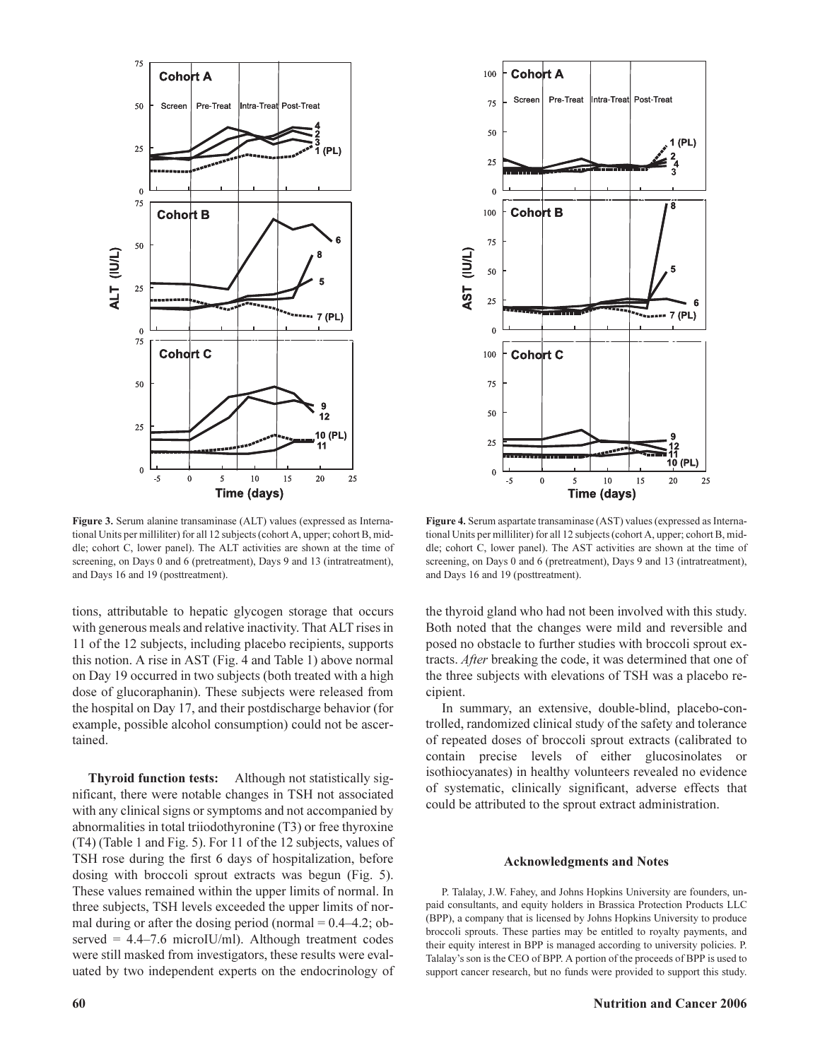**Figure 3.** Serum alanine transaminase (ALT) values (expressed as International Units per milliliter) for all 12 subjects (cohort A, upper; cohort B, middle; cohort C, lower panel). The ALT activities are shown at the time of screening, on Days 0 and 6 (pretreatment), Days 9 and 13 (intratreatment), and Days 16 and 19 (posttreatment).

**Figure 4.** Serum aspartate transaminase (AST) values (expressed as International Units per milliliter) for all 12 subjects (cohort A, upper; cohort B, middle; cohort C, lower panel). The AST activities are shown at the time of screening, on Days 0 and 6 (pretreatment), Days 9 and 13 (intratreatment), and Days 16 and 19 (posttreatment).

tions, attributable to hepatic glycogen storage that occurs with generous meals and relative inactivity. That ALT rises in 11 of the 12 subjects, including placebo recipients, supports this notion. A rise in AST (Fig. 4 and Table 1) above normal on Day 19 occurred in two subjects (both treated with a high dose of glucoraphanin). These subjects were released from the hospital on Day 17, and their postdischarge behavior (for example, possible alcohol consumption) could not be ascertained.

**Thyroid function tests:** Although not statistically significant, there were notable changes in TSH not associated with any clinical signs or symptoms and not accompanied by abnormalities in total triiodothyronine (T3) or free thyroxine (T4) (Table 1 and Fig. 5). For 11 of the 12 subjects, values of TSH rose during the first 6 days of hospitalization, before dosing with broccoli sprout extracts was begun (Fig. 5). These values remained within the upper limits of normal. In three subjects, TSH levels exceeded the upper limits of normal during or after the dosing period (normal = 0.4–4.2; observed = 4.4–7.6 microIU/ml). Although treatment codes were still masked from investigators, these results were evaluated by two independent experts on the endocrinology of the thyroid gland who had not been involved with this study. Both noted that the changes were mild and reversible and posed no obstacle to further studies with broccoli sprout extracts. *After* breaking the code, it was determined that one of the three subjects with elevations of TSH was a placebo recipient.

In summary, an extensive, double-blind, placebo-controlled, randomized clinical study of the safety and tolerance of repeated doses of broccoli sprout extracts (calibrated to contain precise levels of either glucosinolates or isothiocyanates) in healthy volunteers revealed no evidence of systematic, clinically significant, adverse effects that could be attributed to the sprout extract administration.

### Acknowledgments and Notes

P. Talalay, J.W. Fahey, and Johns Hopkins University are founders, unpaid consultants, and equity holders in Brassica Protection Products LLC (BPP), a company that is licensed by Johns Hopkins University to produce broccoli sprouts. These parties may be entitled to royalty payments, and their equity interest in BPP is managed according to university policies. P. Talalay's son is the CEO of BPP. A portion of the proceeds of BPP is used to support cancer research, but no funds were provided to support this study.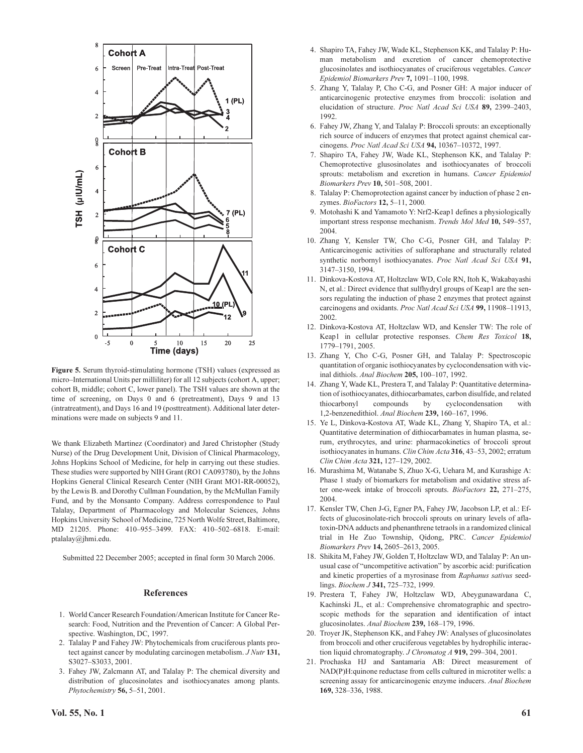**Figure 5.** Serum thyroid-stimulating hormone (TSH) values (expressed as micro–International Units per milliliter) for all 12 subjects (cohort A, upper; cohort B, middle; cohort C, lower panel). The TSH values are shown at the time of screening, on Days 0 and 6 (pretreatment), Days 9 and 13 (intratreatment), and Days 16 and 19 (posttreatment). Additional later determinations were made on subjects 9 and 11.

We thank Elizabeth Martinez (Coordinator) and Jared Christopher (Study Nurse) of the Drug Development Unit, Division of Clinical Pharmacology, Johns Hopkins School of Medicine, for help in carrying out these studies. These studies were supported by NIH Grant (RO1 CA093780), by the Johns Hopkins General Clinical Research Center (NIH Grant MO1-RR-00052), by the Lewis B. and Dorothy Cullman Foundation, by the McMullan Family Fund, and by the Monsanto Company. Address correspondence to Paul Talalay, Department of Pharmacology and Molecular Sciences, Johns Hopkins University School of Medicine, 725 North Wolfe Street, Baltimore, MD 21205. Phone: 410–955–3499. FAX: 410–502–6818. E-mail: ptalalay@jhmi.edu.

Submitted 22 December 2005; accepted in final form 30 March 2006.

## References

1. World Cancer Research Foundation/American Institute for Cancer Research: Food, Nutrition and the Prevention of Cancer: A Global Perspective. Washington, DC, 1997.
2. Talalay P and Fahey JW: Phytochemicals from cruciferous plants protect against cancer by modulating carcinogen metabolism. *J Nutr* **131,** S3027–S3033, 2001.
3. Fahey JW, Zalcmann AT, and Talalay P: The chemical diversity and distribution of glucosinolates and isothiocyanates among plants. *Phytochemistry* **56,** 5–51, 2001.
4. Shapiro TA, Fahey JW, Wade KL, Stephenson KK, and Talalay P: Human metabolism and excretion of cancer chemoprotective glucosinolates and isothiocyanates of cruciferous vegetables. *Cancer Epidemiol Biomarkers Prev* **7,** 1091–1100, 1998.
5. Zhang Y, Talalay P, Cho C-G, and Posner GH: A major inducer of anticarcinogenic protective enzymes from broccoli: isolation and elucidation of structure. *Proc Natl Acad Sci USA* **89,** 2399–2403, 1992.
6. Fahey JW, Zhang Y, and Talalay P: Broccoli sprouts: an exceptionally rich source of inducers of enzymes that protect against chemical carcinogens. *Proc Natl Acad Sci USA* **94,** 10367–10372, 1997.
7. Shapiro TA, Fahey JW, Wade KL, Stephenson KK, and Talalay P: Chemoprotective glusosinolates and isothiocyanates of broccoli sprouts: metabolism and excretion in humans. *Cancer Epidemiol Biomarkers Prev* **10,** 501–508, 2001.
8. Talalay P: Chemoprotection against cancer by induction of phase 2 enzymes. *BioFactors* **12,** 5–11, 2000.
9. Motohashi K and Yamamoto Y: Nrf2-Keap1 defines a physiologically important stress response mechanism. *Trends Mol Med* **10,** 549–557, 2004.
10. Zhang Y, Kensler TW, Cho C-G, Posner GH, and Talalay P: Anticarcinogenic activities of sulforaphane and structurally related synthetic norbornyl isothiocyanates. *Proc Natl Acad Sci USA* **91,** 3147–3150, 1994.
11. Dinkova-Kostova AT, Holtzclaw WD, Cole RN, Itoh K, Wakabayashi N, et al.: Direct evidence that sulfhydryl groups of Keap1 are the sensors regulating the induction of phase 2 enzymes that protect against carcinogens and oxidants. *Proc Natl Acad Sci USA* **99,** 11908–11913, 2002.
12. Dinkova-Kostova AT, Holtzclaw WD, and Kensler TW: The role of Keap1 in cellular protective responses. *Chem Res Toxicol* **18,** 1779–1791, 2005.
13. Zhang Y, Cho C-G, Posner GH, and Talalay P: Spectroscopic quantitation of organic isothiocyanates by cyclocondensation with vicinal dithiols. *Anal Biochem* **205,** 100–107, 1992.
14. Zhang Y, Wade KL, Prestera T, and Talalay P: Quantitative determination of isothiocyanates, dithiocarbamates, carbon disulfide, and related thiocarbonyl compounds by cyclocondensation with 1,2-benzenedithiol. *Anal Biochem* **239,** 160–167, 1996.
15. Ye L, Dinkova-Kostova AT, Wade KL, Zhang Y, Shapiro TA, et al.: Quantitative determination of dithiocarbamates in human plasma, serum, erythrocytes, and urine: pharmacokinetics of broccoli sprout isothiocyanates in humans. *Clin Chim Acta* **316**, 43–53, 2002; erratum *Clin Chim Acta* **321,** 127–129, 2002.
16. Murashima M, Watanabe S, Zhuo X-G, Uehara M, and Kurashige A: Phase 1 study of biomarkers for metabolism and oxidative stress after one-week intake of broccoli sprouts. *BioFactors* **22,** 271–275, 2004.
17. Kensler TW, Chen J-G, Egner PA, Fahey JW, Jacobson LP, et al.: Effects of glucosinolate-rich broccoli sprouts on urinary levels of aflatoxin-DNA adducts and phenanthrene tetraols in a randomized clinical trial in He Zuo Township, Qidong, PRC. *Cancer Epidemiol Biomarkers Prev* **14,** 2605–2613, 2005.
18. Shikita M, Fahey JW, Golden T, Holtzclaw WD, and Talalay P: An unusual case of "uncompetitive activation" by ascorbic acid: purification and kinetic properties of a myrosinase from *Raphanus sativus* seedlings. *Biochem J* **341,** 725–732, 1999.
19. Prestera T, Fahey JW, Holtzclaw WD, Abeygunawardana C, Kachinski JL, et al.: Comprehensive chromatographic and spectroscopic methods for the separation and identification of intact glucosinolates. *Anal Biochem* **239,** 168–179, 1996.
20. Troyer JK, Stephenson KK, and Fahey JW: Analyses of glucosinolates from broccoli and other cruciferous vegetables by hydrophilic interaction liquid chromatography. *J Chromatog A* **919,** 299–304, 2001.
21. Prochaska HJ and Santamaria AB: Direct measurement of NAD(P)H:quinone reductase from cells cultured in microtiter wells: a screening assay for anticarcinogenic enzyme inducers. *Anal Biochem* **169,** 328–336, 1988.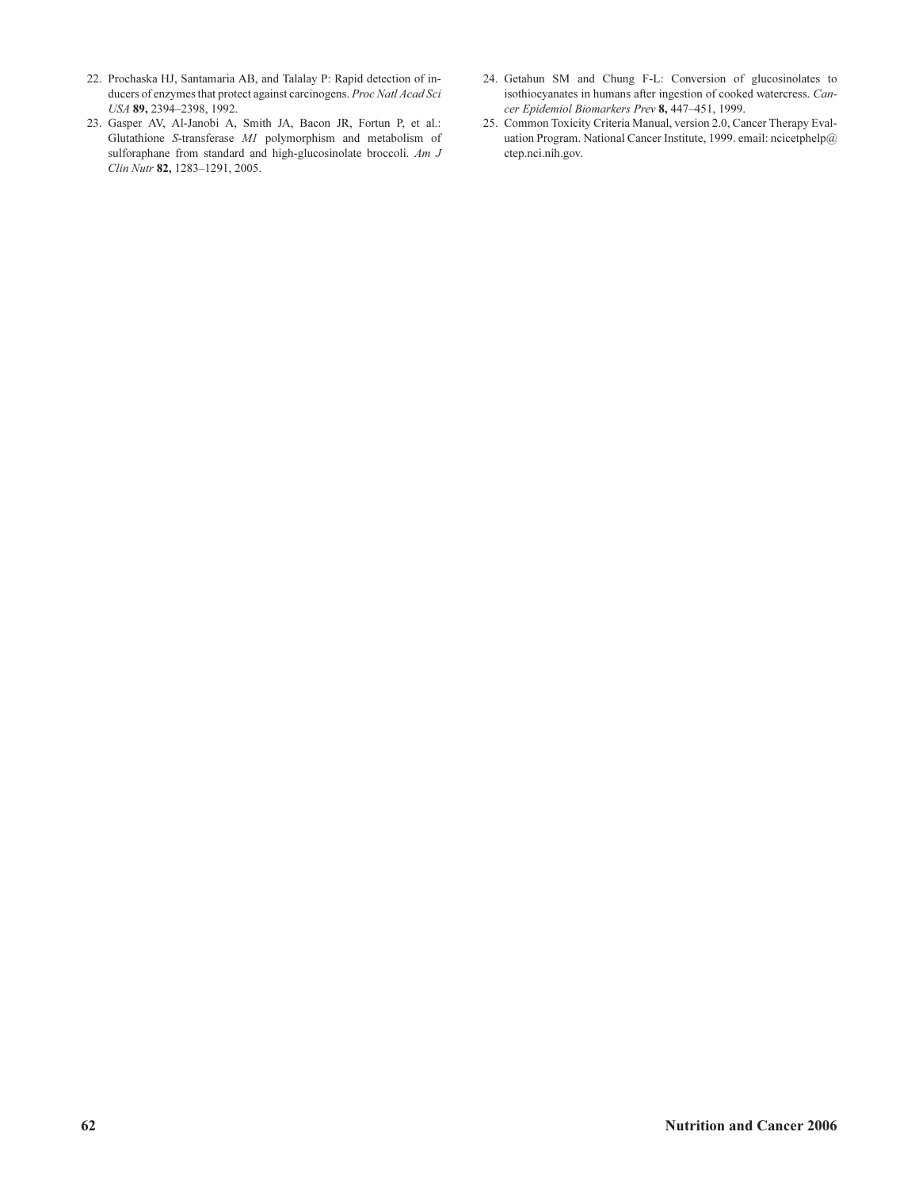22. Prochaska HJ, Santamaria AB, and Talalay P: Rapid detection of inducers of enzymes that protect against carcinogens. *Proc Natl Acad Sci USA* **89,** 2394–2398, 1992.
23. Gasper AV, Al-Janobi A, Smith JA, Bacon JR, Fortun P, et al.: Glutathione *S*-transferase *M1* polymorphism and metabolism of sulforaphane from standard and high-glucosinolate broccoli. *Am J Clin Nutr* **82,** 1283–1291, 2005.
24. Getahun SM and Chung F-L: Conversion of glucosinolates to isothiocyanates in humans after ingestion of cooked watercress. *Cancer Epidemiol Biomarkers Prev* **8,** 447–451, 1999.
25. Common Toxicity Criteria Manual, version 2.0, Cancer Therapy Evaluation Program. National Cancer Institute, 1999. email: ncicetphelp@ctep.nci.nih.gov.